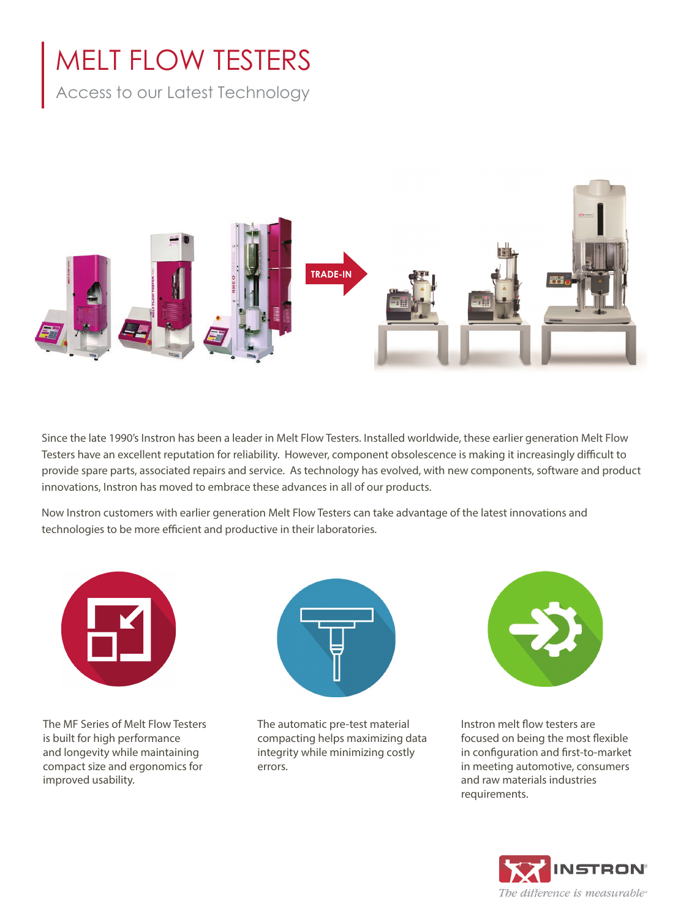# MELT FLOW TESTERS

## Access to our Latest Technology

TRADE-IN

Since the late 1990's Instron has been a leader in Melt Flow Testers. Installed worldwide, these earlier generation Melt Flow Testers have an excellent reputation for reliability. However, component obsolescence is making it increasingly difficult to provide spare parts, associated repairs and service. As technology has evolved, with new components, software and product innovations, Instron has moved to embrace these advances in all of our products.

Now Instron customers with earlier generation Melt Flow Testers can take advantage of the latest innovations and technologies to be more efficient and productive in their laboratories.

The MF Series of Melt Flow Testers is built for high performance and longevity while maintaining compact size and ergonomics for improved usability.

The automatic pre-test material compacting helps maximizing data integrity while minimizing costly errors.

Instron melt flow testers are focused on being the most flexible in configuration and first-to-market in meeting automotive, consumers and raw materials industries requirements.

INSTRON®

*The difference is measurable®*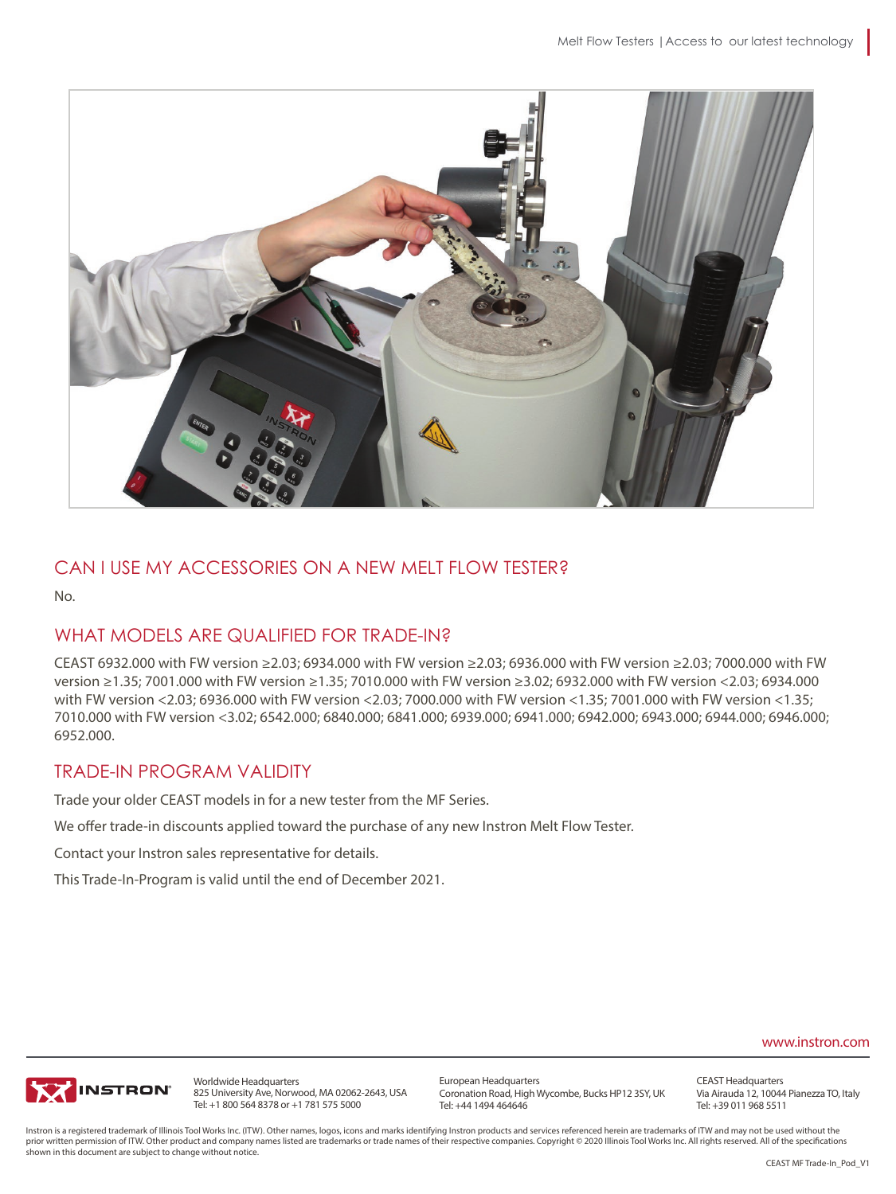## CAN I USE MY ACCESSORIES ON A NEW MELT FLOW TESTER?

No.

## WHAT MODELS ARE QUALIFIED FOR TRADE-IN?

CEAST 6932.000 with FW version ≥2.03; 6934.000 with FW version ≥2.03; 6936.000 with FW version ≥2.03; 7000.000 with FW version ≥1.35; 7001.000 with FW version ≥1.35; 7010.000 with FW version ≥3.02; 6932.000 with FW version <2.03; 6934.000 with FW version <2.03; 6936.000 with FW version <2.03; 7000.000 with FW version <1.35; 7001.000 with FW version <1.35; 7010.000 with FW version <3.02; 6542.000; 6840.000; 6841.000; 6939.000; 6941.000; 6942.000; 6943.000; 6944.000; 6946.000; 6952.000.

## TRADE-IN PROGRAM VALIDITY

Trade your older CEAST models in for a new tester from the MF Series.

We offer trade-in discounts applied toward the purchase of any new Instron Melt Flow Tester.

Contact your Instron sales representative for details.

This Trade-In-Program is valid until the end of December 2021.

www.instron.com

Worldwide Headquarters
825 University Ave, Norwood, MA 02062-2643, USA
Tel: +1 800 564 8378 or +1 781 575 5000

European Headquarters
Coronation Road, High Wycombe, Bucks HP12 3SY, UK
Tel: +44 1494 464646

CEAST Headquarters
Via Airauda 12, 10044 Pianezza TO, Italy
Tel: +39 011 968 5511

Instron is a registered trademark of Illinois Tool Works Inc. (ITW). Other names, logos, icons and marks identifying Instron products and services referenced herein are trademarks of ITW and may not be used without the prior written permission of ITW. Other product and company names listed are trademarks or trade names of their respective companies. Copyright © 2020 Illinois Tool Works Inc. All rights reserved. All of the specifications shown in this document are subject to change without notice.

CEAST MF Trade-In_Pod_V1